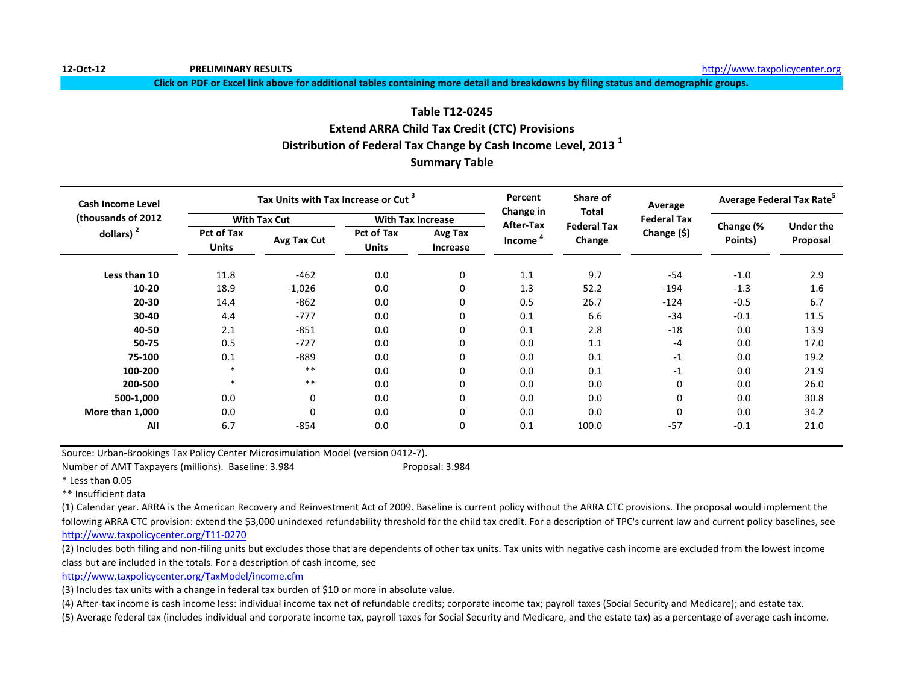12-Oct-12 **PRELIMINARY RESULTS** http://www.taxpolicycenter.org

**Click on PDF or Excel link above for additional tables containing more detail and breakdowns by filing status and demographic groups.**

## Table T12-0245
## Extend ARRA Child Tax Credit (CTC) Provisions
## Distribution of Federal Tax Change by Cash Income Level, 2013 [1]
## Summary Table

| Cash Income Level (thousands of 2012 dollars) [2] | Tax Units with Tax Increase or Cut [3] | | | | Percent Change in After-Tax Income [4] | Share of Total Federal Tax Change | Average Federal Tax Change ($) | Average Federal Tax Rate[5] | |
|---|---|---|---|---|---|---|---|---|---|
| | With Tax Cut | | With Tax Increase | | | | | | |
| | Pct of Tax Units | Avg Tax Cut | Pct of Tax Units | Avg Tax Increase | | | | Change (% Points) | Under the Proposal |
| **Less than 10** | 11.8 | -462 | 0.0 | 0 | 1.1 | 9.7 | -54 | -1.0 | 2.9 |
| **10-20** | 18.9 | -1,026 | 0.0 | 0 | 1.3 | 52.2 | -194 | -1.3 | 1.6 |
| **20-30** | 14.4 | -862 | 0.0 | 0 | 0.5 | 26.7 | -124 | -0.5 | 6.7 |
| **30-40** | 4.4 | -777 | 0.0 | 0 | 0.1 | 6.6 | -34 | -0.1 | 11.5 |
| **40-50** | 2.1 | -851 | 0.0 | 0 | 0.1 | 2.8 | -18 | 0.0 | 13.9 |
| **50-75** | 0.5 | -727 | 0.0 | 0 | 0.0 | 1.1 | -4 | 0.0 | 17.0 |
| **75-100** | 0.1 | -889 | 0.0 | 0 | 0.0 | 0.1 | -1 | 0.0 | 19.2 |
| **100-200** | * | ** | 0.0 | 0 | 0.0 | 0.1 | -1 | 0.0 | 21.9 |
| **200-500** | * | ** | 0.0 | 0 | 0.0 | 0.0 | 0 | 0.0 | 26.0 |
| **500-1,000** | 0.0 | 0 | 0.0 | 0 | 0.0 | 0.0 | 0 | 0.0 | 30.8 |
| **More than 1,000** | 0.0 | 0 | 0.0 | 0 | 0.0 | 0.0 | 0 | 0.0 | 34.2 |
| **All** | 6.7 | -854 | 0.0 | 0 | 0.1 | 100.0 | -57 | -0.1 | 21.0 |

Source: Urban-Brookings Tax Policy Center Microsimulation Model (version 0412-7).

Number of AMT Taxpayers (millions). Baseline: 3.984 Proposal: 3.984

* Less than 0.05

** Insufficient data

(1) Calendar year. ARRA is the American Recovery and Reinvestment Act of 2009. Baseline is current policy without the ARRA CTC provisions. The proposal would implement the following ARRA CTC provision: extend the $3,000 unindexed refundability threshold for the child tax credit. For a description of TPC's current law and current policy baselines, see http://www.taxpolicycenter.org/T11-0270

(2) Includes both filing and non-filing units but excludes those that are dependents of other tax units. Tax units with negative cash income are excluded from the lowest income class but are included in the totals. For a description of cash income, see http://www.taxpolicycenter.org/TaxModel/income.cfm

(3) Includes tax units with a change in federal tax burden of $10 or more in absolute value.

(4) After-tax income is cash income less: individual income tax net of refundable credits; corporate income tax; payroll taxes (Social Security and Medicare); and estate tax.

(5) Average federal tax (includes individual and corporate income tax, payroll taxes for Social Security and Medicare, and the estate tax) as a percentage of average cash income.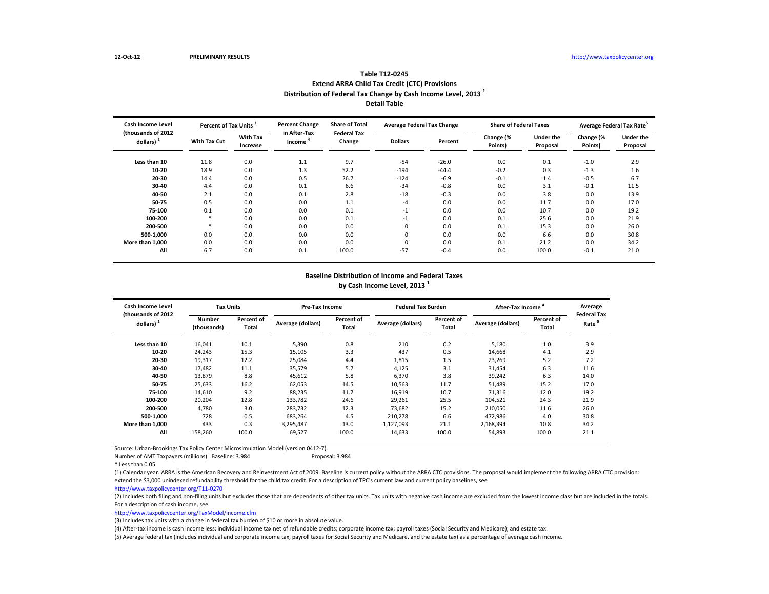12-Oct-12 **PRELIMINARY RESULTS** http://www.taxpolicycenter.org

## Table T12-0245
## Extend ARRA Child Tax Credit (CTC) Provisions
## Distribution of Federal Tax Change by Cash Income Level, 2013 [1]
## Detail Table

| Cash Income Level (thousands of 2012 dollars) [2] | Percent of Tax Units [3] | | Percent Change in After-Tax Income [4] | Share of Total Federal Tax Change | Average Federal Tax Change | | Share of Federal Taxes | | Average Federal Tax Rate [5] | |
|---|---|---|---|---|---|---|---|---|---|---|
| | With Tax Cut | With Tax Increase | | | Dollars | Percent | Change (% Points) | Under the Proposal | Change (% Points) | Under the Proposal |
| Less than 10 | 11.8 | 0.0 | 1.1 | 9.7 | -54 | -26.0 | 0.0 | 0.1 | -1.0 | 2.9 |
| 10-20 | 18.9 | 0.0 | 1.3 | 52.2 | -194 | -44.4 | -0.2 | 0.3 | -1.3 | 1.6 |
| 20-30 | 14.4 | 0.0 | 0.5 | 26.7 | -124 | -6.9 | -0.1 | 1.4 | -0.5 | 6.7 |
| 30-40 | 4.4 | 0.0 | 0.1 | 6.6 | -34 | -0.8 | 0.0 | 3.1 | -0.1 | 11.5 |
| 40-50 | 2.1 | 0.0 | 0.1 | 2.8 | -18 | -0.3 | 0.0 | 3.8 | 0.0 | 13.9 |
| 50-75 | 0.5 | 0.0 | 0.0 | 1.1 | -4 | 0.0 | 0.0 | 11.7 | 0.0 | 17.0 |
| 75-100 | 0.1 | 0.0 | 0.0 | 0.1 | -1 | 0.0 | 0.0 | 10.7 | 0.0 | 19.2 |
| 100-200 | * | 0.0 | 0.0 | 0.1 | -1 | 0.0 | 0.1 | 25.6 | 0.0 | 21.9 |
| 200-500 | * | 0.0 | 0.0 | 0.0 | 0 | 0.0 | 0.1 | 15.3 | 0.0 | 26.0 |
| 500-1,000 | 0.0 | 0.0 | 0.0 | 0.0 | 0 | 0.0 | 0.0 | 6.6 | 0.0 | 30.8 |
| More than 1,000 | 0.0 | 0.0 | 0.0 | 0.0 | 0 | 0.0 | 0.1 | 21.2 | 0.0 | 34.2 |
| All | 6.7 | 0.0 | 0.1 | 100.0 | -57 | -0.4 | 0.0 | 100.0 | -0.1 | 21.0 |

## Baseline Distribution of Income and Federal Taxes
## by Cash Income Level, 2013 [1]

| Cash Income Level (thousands of 2012 dollars) [2] | Tax Units | | Pre-Tax Income | | Federal Tax Burden | | After-Tax Income [4] | | Average Federal Tax Rate [5] |
|---|---|---|---|---|---|---|---|---|---|
| | Number (thousands) | Percent of Total | Average (dollars) | Percent of Total | Average (dollars) | Percent of Total | Average (dollars) | Percent of Total | |
| Less than 10 | 16,041 | 10.1 | 5,390 | 0.8 | 210 | 0.2 | 5,180 | 1.0 | 3.9 |
| 10-20 | 24,243 | 15.3 | 15,105 | 3.3 | 437 | 0.5 | 14,668 | 4.1 | 2.9 |
| 20-30 | 19,317 | 12.2 | 25,084 | 4.4 | 1,815 | 1.5 | 23,269 | 5.2 | 7.2 |
| 30-40 | 17,482 | 11.1 | 35,579 | 5.7 | 4,125 | 3.1 | 31,454 | 6.3 | 11.6 |
| 40-50 | 13,879 | 8.8 | 45,612 | 5.8 | 6,370 | 3.8 | 39,242 | 6.3 | 14.0 |
| 50-75 | 25,633 | 16.2 | 62,053 | 14.5 | 10,563 | 11.7 | 51,489 | 15.2 | 17.0 |
| 75-100 | 14,610 | 9.2 | 88,235 | 11.7 | 16,919 | 10.7 | 71,316 | 12.0 | 19.2 |
| 100-200 | 20,204 | 12.8 | 133,782 | 24.6 | 29,261 | 25.5 | 104,521 | 24.3 | 21.9 |
| 200-500 | 4,780 | 3.0 | 283,732 | 12.3 | 73,682 | 15.2 | 210,050 | 11.6 | 26.0 |
| 500-1,000 | 728 | 0.5 | 683,264 | 4.5 | 210,278 | 6.6 | 472,986 | 4.0 | 30.8 |
| More than 1,000 | 433 | 0.3 | 3,295,487 | 13.0 | 1,127,093 | 21.1 | 2,168,394 | 10.8 | 34.2 |
| All | 158,260 | 100.0 | 69,527 | 100.0 | 14,633 | 100.0 | 54,893 | 100.0 | 21.1 |

Source: Urban-Brookings Tax Policy Center Microsimulation Model (version 0412-7).

Number of AMT Taxpayers (millions). Baseline: 3.984 Proposal: 3.984

* Less than 0.05

(1) Calendar year. ARRA is the American Recovery and Reinvestment Act of 2009. Baseline is current policy without the ARRA CTC provisions. The proposal would implement the following ARRA CTC provision: extend the $3,000 unindexed refundability threshold for the child tax credit. For a description of TPC's current law and current policy baselines, see http://www.taxpolicycenter.org/T11-0270

(2) Includes both filing and non-filing units but excludes those that are dependents of other tax units. Tax units with negative cash income are excluded from the lowest income class but are included in the totals. For a description of cash income, see http://www.taxpolicycenter.org/TaxModel/income.cfm

(3) Includes tax units with a change in federal tax burden of $10 or more in absolute value.

(4) After-tax income is cash income less: individual income tax net of refundable credits; corporate income tax; payroll taxes (Social Security and Medicare); and estate tax.

(5) Average federal tax (includes individual and corporate income tax, payroll taxes for Social Security and Medicare, and the estate tax) as a percentage of average cash income.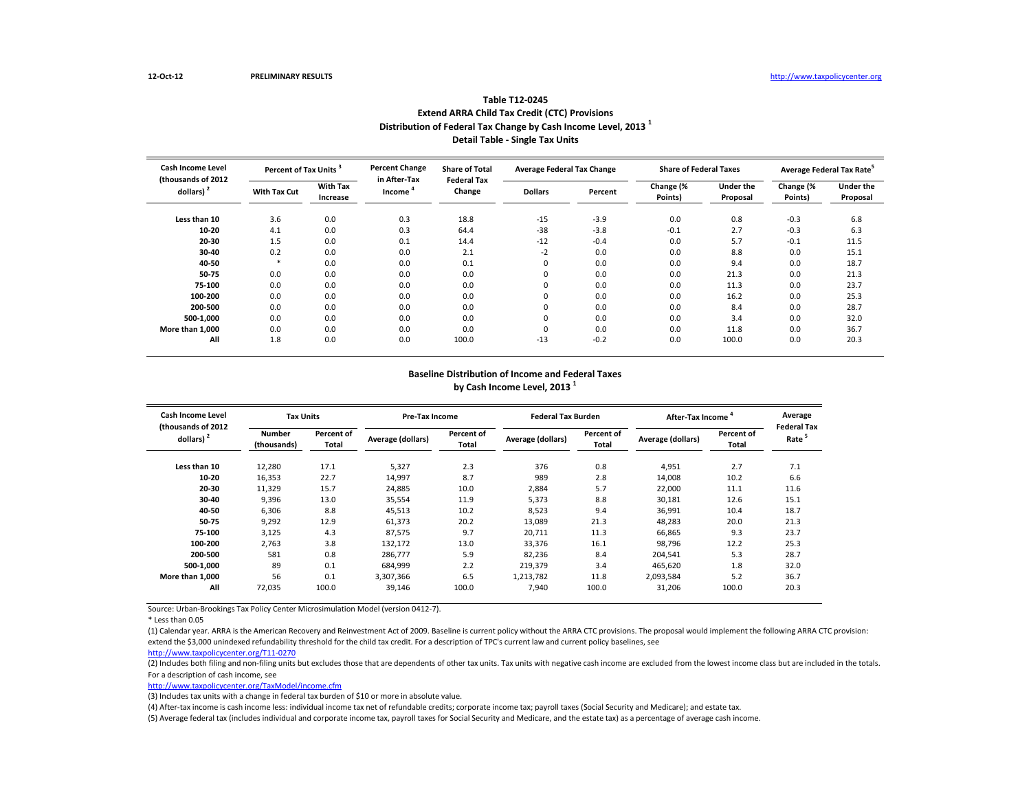12-Oct-12 **PRELIMINARY RESULTS** http://www.taxpolicycenter.org

## Table T12-0245
## Extend ARRA Child Tax Credit (CTC) Provisions
## Distribution of Federal Tax Change by Cash Income Level, 2013 [1]
## Detail Table - Single Tax Units

| Cash Income Level (thousands of 2012 dollars) [2] | Percent of Tax Units [3] | | Percent Change in After-Tax Income [4] | Share of Total Federal Tax Change | Average Federal Tax Change | | Share of Federal Taxes | | Average Federal Tax Rate[5] | |
|---|---|---|---|---|---|---|---|---|---|---|
| | With Tax Cut | With Tax Increase | | | Dollars | Percent | Change (% Points) | Under the Proposal | Change (% Points) | Under the Proposal |
| Less than 10 | 3.6 | 0.0 | 0.3 | 18.8 | -15 | -3.9 | 0.0 | 0.8 | -0.3 | 6.8 |
| 10-20 | 4.1 | 0.0 | 0.3 | 64.4 | -38 | -3.8 | -0.1 | 2.7 | -0.3 | 6.3 |
| 20-30 | 1.5 | 0.0 | 0.1 | 14.4 | -12 | -0.4 | 0.0 | 5.7 | -0.1 | 11.5 |
| 30-40 | 0.2 | 0.0 | 0.0 | 2.1 | -2 | 0.0 | 0.0 | 8.8 | 0.0 | 15.1 |
| 40-50 | * | 0.0 | 0.0 | 0.1 | 0 | 0.0 | 0.0 | 9.4 | 0.0 | 18.7 |
| 50-75 | 0.0 | 0.0 | 0.0 | 0.0 | 0 | 0.0 | 0.0 | 21.3 | 0.0 | 21.3 |
| 75-100 | 0.0 | 0.0 | 0.0 | 0.0 | 0 | 0.0 | 0.0 | 11.3 | 0.0 | 23.7 |
| 100-200 | 0.0 | 0.0 | 0.0 | 0.0 | 0 | 0.0 | 0.0 | 16.2 | 0.0 | 25.3 |
| 200-500 | 0.0 | 0.0 | 0.0 | 0.0 | 0 | 0.0 | 0.0 | 8.4 | 0.0 | 28.7 |
| 500-1,000 | 0.0 | 0.0 | 0.0 | 0.0 | 0 | 0.0 | 0.0 | 3.4 | 0.0 | 32.0 |
| More than 1,000 | 0.0 | 0.0 | 0.0 | 0.0 | 0 | 0.0 | 0.0 | 11.8 | 0.0 | 36.7 |
| All | 1.8 | 0.0 | 0.0 | 100.0 | -13 | -0.2 | 0.0 | 100.0 | 0.0 | 20.3 |

## Baseline Distribution of Income and Federal Taxes
## by Cash Income Level, 2013 [1]

| Cash Income Level (thousands of 2012 dollars) [2] | Tax Units | | Pre-Tax Income | | Federal Tax Burden | | After-Tax Income [4] | | Average Federal Tax Rate [5] |
|---|---|---|---|---|---|---|---|---|---|
| | Number (thousands) | Percent of Total | Average (dollars) | Percent of Total | Average (dollars) | Percent of Total | Average (dollars) | Percent of Total | |
| Less than 10 | 12,280 | 17.1 | 5,327 | 2.3 | 376 | 0.8 | 4,951 | 2.7 | 7.1 |
| 10-20 | 16,353 | 22.7 | 14,997 | 8.7 | 989 | 2.8 | 14,008 | 10.2 | 6.6 |
| 20-30 | 11,329 | 15.7 | 24,885 | 10.0 | 2,884 | 5.7 | 22,000 | 11.1 | 11.6 |
| 30-40 | 9,396 | 13.0 | 35,554 | 11.9 | 5,373 | 8.8 | 30,181 | 12.6 | 15.1 |
| 40-50 | 6,306 | 8.8 | 45,513 | 10.2 | 8,523 | 9.4 | 36,991 | 10.4 | 18.7 |
| 50-75 | 9,292 | 12.9 | 61,373 | 20.2 | 13,089 | 21.3 | 48,283 | 20.0 | 21.3 |
| 75-100 | 3,125 | 4.3 | 87,575 | 9.7 | 20,711 | 11.3 | 66,865 | 9.3 | 23.7 |
| 100-200 | 2,763 | 3.8 | 132,172 | 13.0 | 33,376 | 16.1 | 98,796 | 12.2 | 25.3 |
| 200-500 | 581 | 0.8 | 286,777 | 5.9 | 82,236 | 8.4 | 204,541 | 5.3 | 28.7 |
| 500-1,000 | 89 | 0.1 | 684,999 | 2.2 | 219,379 | 3.4 | 465,620 | 1.8 | 32.0 |
| More than 1,000 | 56 | 0.1 | 3,307,366 | 6.5 | 1,213,782 | 11.8 | 2,093,584 | 5.2 | 36.7 |
| All | 72,035 | 100.0 | 39,146 | 100.0 | 7,940 | 100.0 | 31,206 | 100.0 | 20.3 |

Source: Urban-Brookings Tax Policy Center Microsimulation Model (version 0412-7).

* Less than 0.05

(1) Calendar year. ARRA is the American Recovery and Reinvestment Act of 2009. Baseline is current policy without the ARRA CTC provisions. The proposal would implement the following ARRA CTC provision: extend the $3,000 unindexed refundability threshold for the child tax credit. For a description of TPC's current law and current policy baselines, see http://www.taxpolicycenter.org/T11-0270

(2) Includes both filing and non-filing units but excludes those that are dependents of other tax units. Tax units with negative cash income are excluded from the lowest income class but are included in the totals. For a description of cash income, see http://www.taxpolicycenter.org/TaxModel/income.cfm

(3) Includes tax units with a change in federal tax burden of $10 or more in absolute value.

(4) After-tax income is cash income less: individual income tax net of refundable credits; corporate income tax; payroll taxes (Social Security and Medicare); and estate tax.

(5) Average federal tax (includes individual and corporate income tax, payroll taxes for Social Security and Medicare, and the estate tax) as a percentage of average cash income.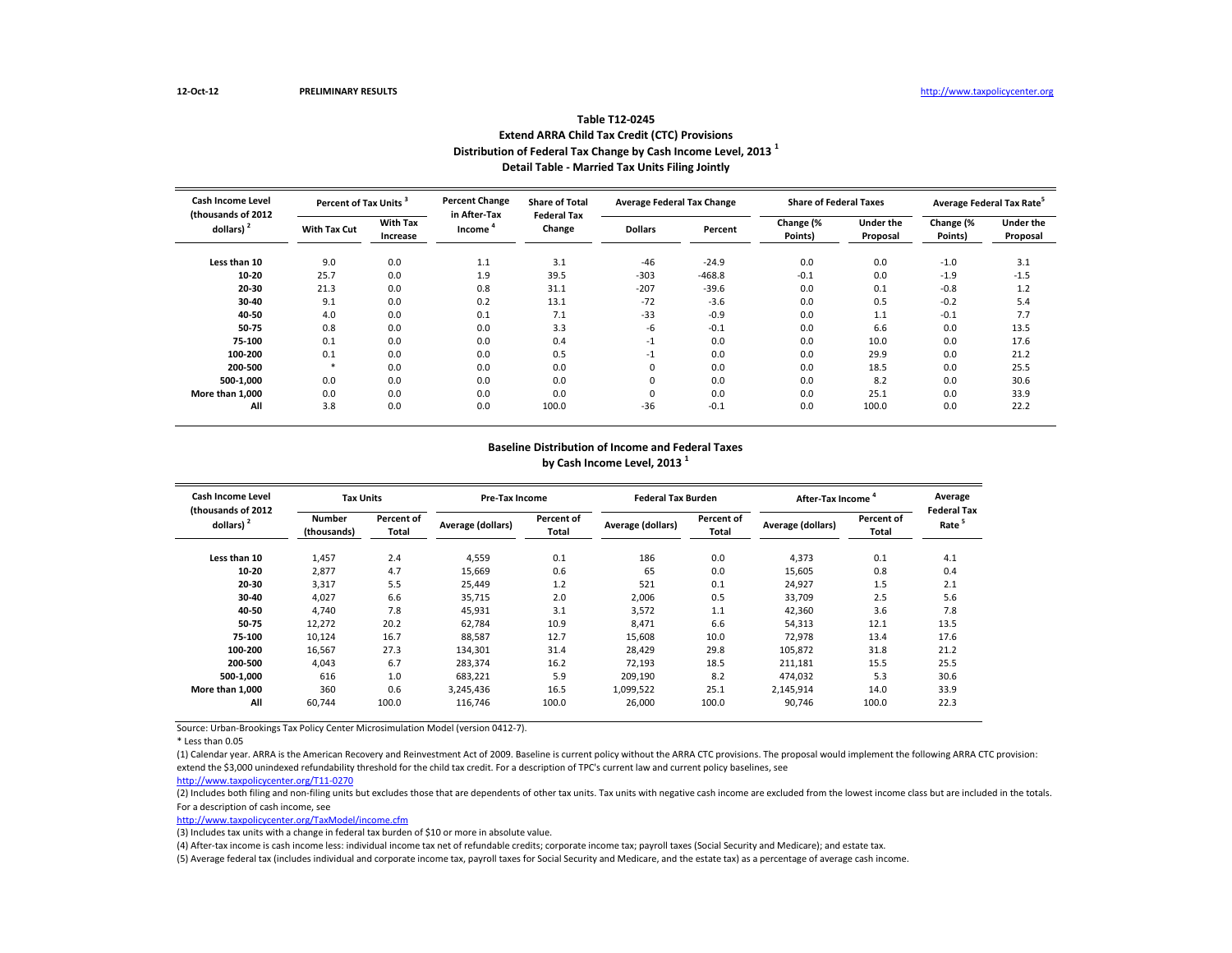12-Oct-12 PRELIMINARY RESULTS http://www.taxpolicycenter.org

## Table T12-0245
## Extend ARRA Child Tax Credit (CTC) Provisions
## Distribution of Federal Tax Change by Cash Income Level, 2013 [1]
## Detail Table - Married Tax Units Filing Jointly

| Cash Income Level (thousands of 2012 dollars) [2] | Percent of Tax Units [3] | | Percent Change in After-Tax Income [4] | Share of Total Federal Tax Change | Average Federal Tax Change | | Share of Federal Taxes | | Average Federal Tax Rate[5] | |
|---|---|---|---|---|---|---|---|---|---|---|
| | With Tax Cut | With Tax Increase | | | Dollars | Percent | Change (% Points) | Under the Proposal | Change (% Points) | Under the Proposal |
| Less than 10 | 9.0 | 0.0 | 1.1 | 3.1 | -46 | -24.9 | 0.0 | 0.0 | -1.0 | 3.1 |
| 10-20 | 25.7 | 0.0 | 1.9 | 39.5 | -303 | -468.8 | -0.1 | 0.0 | -1.9 | -1.5 |
| 20-30 | 21.3 | 0.0 | 0.8 | 31.1 | -207 | -39.6 | 0.0 | 0.1 | -0.8 | 1.2 |
| 30-40 | 9.1 | 0.0 | 0.2 | 13.1 | -72 | -3.6 | 0.0 | 0.5 | -0.2 | 5.4 |
| 40-50 | 4.0 | 0.0 | 0.1 | 7.1 | -33 | -0.9 | 0.0 | 1.1 | -0.1 | 7.7 |
| 50-75 | 0.8 | 0.0 | 0.0 | 3.3 | -6 | -0.1 | 0.0 | 6.6 | 0.0 | 13.5 |
| 75-100 | 0.1 | 0.0 | 0.0 | 0.4 | -1 | 0.0 | 0.0 | 10.0 | 0.0 | 17.6 |
| 100-200 | 0.1 | 0.0 | 0.0 | 0.5 | -1 | 0.0 | 0.0 | 29.9 | 0.0 | 21.2 |
| 200-500 | * | 0.0 | 0.0 | 0.0 | 0 | 0.0 | 0.0 | 18.5 | 0.0 | 25.5 |
| 500-1,000 | 0.0 | 0.0 | 0.0 | 0.0 | 0 | 0.0 | 0.0 | 8.2 | 0.0 | 30.6 |
| More than 1,000 | 0.0 | 0.0 | 0.0 | 0.0 | 0 | 0.0 | 0.0 | 25.1 | 0.0 | 33.9 |
| All | 3.8 | 0.0 | 0.0 | 100.0 | -36 | -0.1 | 0.0 | 100.0 | 0.0 | 22.2 |

## Baseline Distribution of Income and Federal Taxes
## by Cash Income Level, 2013 [1]

| Cash Income Level (thousands of 2012 dollars) [2] | Tax Units | | Pre-Tax Income | | Federal Tax Burden | | After-Tax Income [4] | | Average Federal Tax Rate [5] |
|---|---|---|---|---|---|---|---|---|---|
| | Number (thousands) | Percent of Total | Average (dollars) | Percent of Total | Average (dollars) | Percent of Total | Average (dollars) | Percent of Total | |
| Less than 10 | 1,457 | 2.4 | 4,559 | 0.1 | 186 | 0.0 | 4,373 | 0.1 | 4.1 |
| 10-20 | 2,877 | 4.7 | 15,669 | 0.6 | 65 | 0.0 | 15,605 | 0.8 | 0.4 |
| 20-30 | 3,317 | 5.5 | 25,449 | 1.2 | 521 | 0.1 | 24,927 | 1.5 | 2.1 |
| 30-40 | 4,027 | 6.6 | 35,715 | 2.0 | 2,006 | 0.5 | 33,709 | 2.5 | 5.6 |
| 40-50 | 4,740 | 7.8 | 45,931 | 3.1 | 3,572 | 1.1 | 42,360 | 3.6 | 7.8 |
| 50-75 | 12,272 | 20.2 | 62,784 | 10.9 | 8,471 | 6.6 | 54,313 | 12.1 | 13.5 |
| 75-100 | 10,124 | 16.7 | 88,587 | 12.7 | 15,608 | 10.0 | 72,978 | 13.4 | 17.6 |
| 100-200 | 16,567 | 27.3 | 134,301 | 31.4 | 28,429 | 29.8 | 105,872 | 31.8 | 21.2 |
| 200-500 | 4,043 | 6.7 | 283,374 | 16.2 | 72,193 | 18.5 | 211,181 | 15.5 | 25.5 |
| 500-1,000 | 616 | 1.0 | 683,221 | 5.9 | 209,190 | 8.2 | 474,032 | 5.3 | 30.6 |
| More than 1,000 | 360 | 0.6 | 3,245,436 | 16.5 | 1,099,522 | 25.1 | 2,145,914 | 14.0 | 33.9 |
| All | 60,744 | 100.0 | 116,746 | 100.0 | 26,000 | 100.0 | 90,746 | 100.0 | 22.3 |

Source: Urban-Brookings Tax Policy Center Microsimulation Model (version 0412-7).

* Less than 0.05

(1) Calendar year. ARRA is the American Recovery and Reinvestment Act of 2009. Baseline is current policy without the ARRA CTC provisions. The proposal would implement the following ARRA CTC provision: extend the $3,000 unindexed refundability threshold for the child tax credit. For a description of TPC's current law and current policy baselines, see
http://www.taxpolicycenter.org/T11-0270

(2) Includes both filing and non-filing units but excludes those that are dependents of other tax units. Tax units with negative cash income are excluded from the lowest income class but are included in the totals. For a description of cash income, see
http://www.taxpolicycenter.org/TaxModel/income.cfm

(3) Includes tax units with a change in federal tax burden of $10 or more in absolute value.

(4) After-tax income is cash income less: individual income tax net of refundable credits; corporate income tax; payroll taxes (Social Security and Medicare); and estate tax.

(5) Average federal tax (includes individual and corporate income tax, payroll taxes for Social Security and Medicare, and the estate tax) as a percentage of average cash income.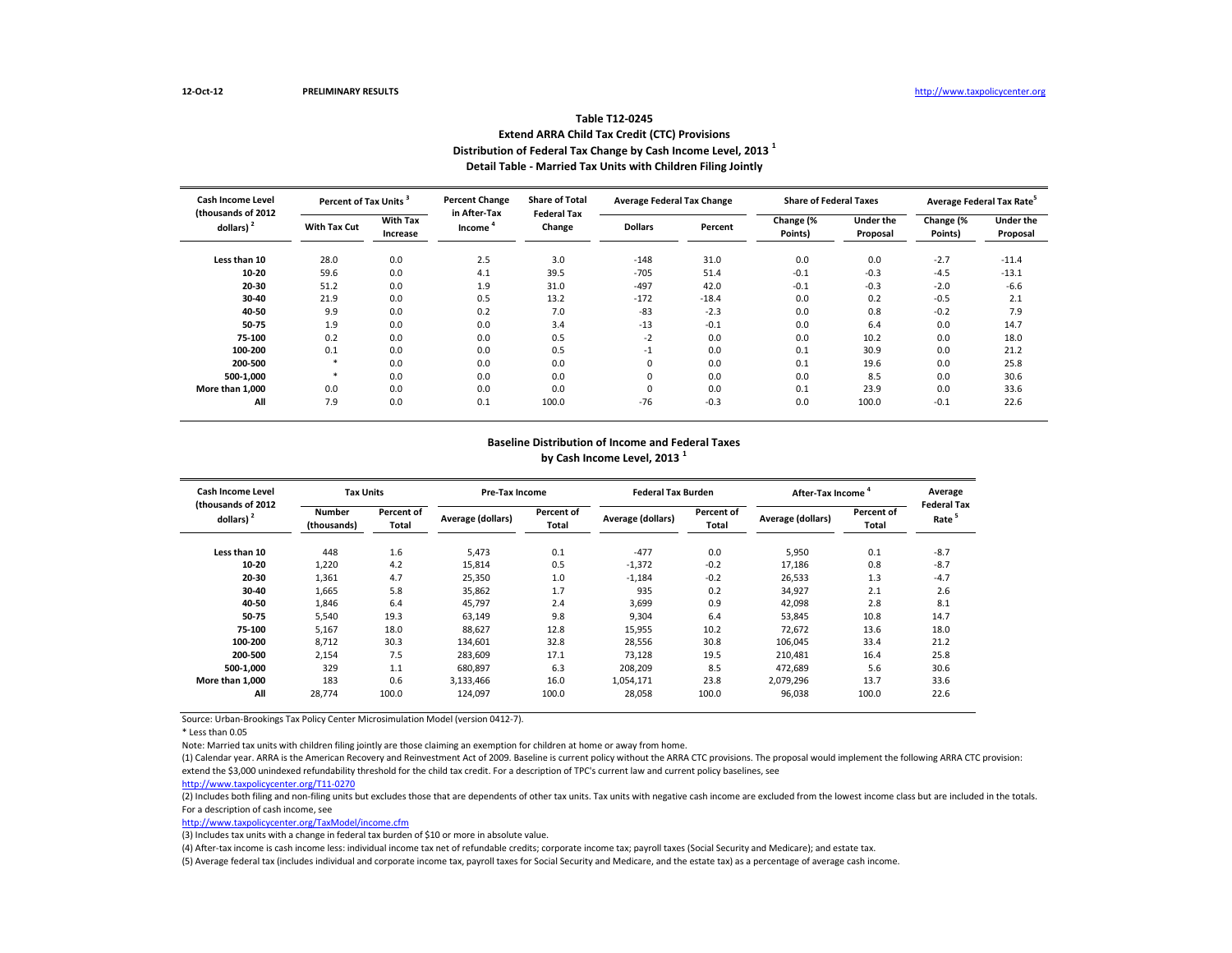## Table T12-0245

**Extend ARRA Child Tax Credit (CTC) Provisions**

**Distribution of Federal Tax Change by Cash Income Level, 2013 [1]**

**Detail Table - Married Tax Units with Children Filing Jointly**

| Cash Income Level (thousands of 2012 dollars) [2] | Percent of Tax Units [3] | | Percent Change in After-Tax Income [4] | Share of Total Federal Tax Change | Average Federal Tax Change | | Share of Federal Taxes | | Average Federal Tax Rate [5] | |
|---|---|---|---|---|---|---|---|---|---|---|
| | With Tax Cut | With Tax Increase | | | Dollars | Percent | Change (% Points) | Under the Proposal | Change (% Points) | Under the Proposal |
| **Less than 10** | 28.0 | 0.0 | 2.5 | 3.0 | -148 | 31.0 | 0.0 | 0.0 | -2.7 | -11.4 |
| **10-20** | 59.6 | 0.0 | 4.1 | 39.5 | -705 | 51.4 | -0.1 | -0.3 | -4.5 | -13.1 |
| **20-30** | 51.2 | 0.0 | 1.9 | 31.0 | -497 | 42.0 | -0.1 | -0.3 | -2.0 | -6.6 |
| **30-40** | 21.9 | 0.0 | 0.5 | 13.2 | -172 | -18.4 | 0.0 | 0.2 | -0.5 | 2.1 |
| **40-50** | 9.9 | 0.0 | 0.2 | 7.0 | -83 | -2.3 | 0.0 | 0.8 | -0.2 | 7.9 |
| **50-75** | 1.9 | 0.0 | 0.0 | 3.4 | -13 | -0.1 | 0.0 | 6.4 | 0.0 | 14.7 |
| **75-100** | 0.2 | 0.0 | 0.0 | 0.5 | -2 | 0.0 | 0.0 | 10.2 | 0.0 | 18.0 |
| **100-200** | 0.1 | 0.0 | 0.0 | 0.5 | -1 | 0.0 | 0.1 | 30.9 | 0.0 | 21.2 |
| **200-500** | * | 0.0 | 0.0 | 0.0 | 0 | 0.0 | 0.1 | 19.6 | 0.0 | 25.8 |
| **500-1,000** | * | 0.0 | 0.0 | 0.0 | 0 | 0.0 | 0.0 | 8.5 | 0.0 | 30.6 |
| **More than 1,000** | 0.0 | 0.0 | 0.0 | 0.0 | 0 | 0.0 | 0.1 | 23.9 | 0.0 | 33.6 |
| **All** | 7.9 | 0.0 | 0.1 | 100.0 | -76 | -0.3 | 0.0 | 100.0 | -0.1 | 22.6 |

**Baseline Distribution of Income and Federal Taxes by Cash Income Level, 2013 [1]**

| Cash Income Level (thousands of 2012 dollars) [2] | Tax Units | | Pre-Tax Income | | Federal Tax Burden | | After-Tax Income [4] | | Average Federal Tax Rate [5] |
|---|---|---|---|---|---|---|---|---|---|
| | Number (thousands) | Percent of Total | Average (dollars) | Percent of Total | Average (dollars) | Percent of Total | Average (dollars) | Percent of Total | |
| **Less than 10** | 448 | 1.6 | 5,473 | 0.1 | -477 | 0.0 | 5,950 | 0.1 | -8.7 |
| **10-20** | 1,220 | 4.2 | 15,814 | 0.5 | -1,372 | -0.2 | 17,186 | 0.8 | -8.7 |
| **20-30** | 1,361 | 4.7 | 25,350 | 1.0 | -1,184 | -0.2 | 26,533 | 1.3 | -4.7 |
| **30-40** | 1,665 | 5.8 | 35,862 | 1.7 | 935 | 0.2 | 34,927 | 2.1 | 2.6 |
| **40-50** | 1,846 | 6.4 | 45,797 | 2.4 | 3,699 | 0.9 | 42,098 | 2.8 | 8.1 |
| **50-75** | 5,540 | 19.3 | 63,149 | 9.8 | 9,304 | 6.4 | 53,845 | 10.8 | 14.7 |
| **75-100** | 5,167 | 18.0 | 88,627 | 12.8 | 15,955 | 10.2 | 72,672 | 13.6 | 18.0 |
| **100-200** | 8,712 | 30.3 | 134,601 | 32.8 | 28,556 | 30.8 | 106,045 | 33.4 | 21.2 |
| **200-500** | 2,154 | 7.5 | 283,609 | 17.1 | 73,128 | 19.5 | 210,481 | 16.4 | 25.8 |
| **500-1,000** | 329 | 1.1 | 680,897 | 6.3 | 208,209 | 8.5 | 472,689 | 5.6 | 30.6 |
| **More than 1,000** | 183 | 0.6 | 3,133,466 | 16.0 | 1,054,171 | 23.8 | 2,079,296 | 13.7 | 33.6 |
| **All** | 28,774 | 100.0 | 124,097 | 100.0 | 28,058 | 100.0 | 96,038 | 100.0 | 22.6 |

Source: Urban-Brookings Tax Policy Center Microsimulation Model (version 0412-7).

* Less than 0.05

Note: Married tax units with children filing jointly are those claiming an exemption for children at home or away from home.

(1) Calendar year. ARRA is the American Recovery and Reinvestment Act of 2009. Baseline is current policy without the ARRA CTC provisions. The proposal would implement the following ARRA CTC provision: extend the $3,000 unindexed refundability threshold for the child tax credit. For a description of TPC's current law and current policy baselines, see http://www.taxpolicycenter.org/T11-0270

(2) Includes both filing and non-filing units but excludes those that are dependents of other tax units. Tax units with negative cash income are excluded from the lowest income class but are included in the totals. For a description of cash income, see http://www.taxpolicycenter.org/TaxModel/income.cfm

(3) Includes tax units with a change in federal tax burden of $10 or more in absolute value.

(4) After-tax income is cash income less: individual income tax net of refundable credits; corporate income tax; payroll taxes (Social Security and Medicare); and estate tax.

(5) Average federal tax (includes individual and corporate income tax, payroll taxes for Social Security and Medicare, and the estate tax) as a percentage of average cash income.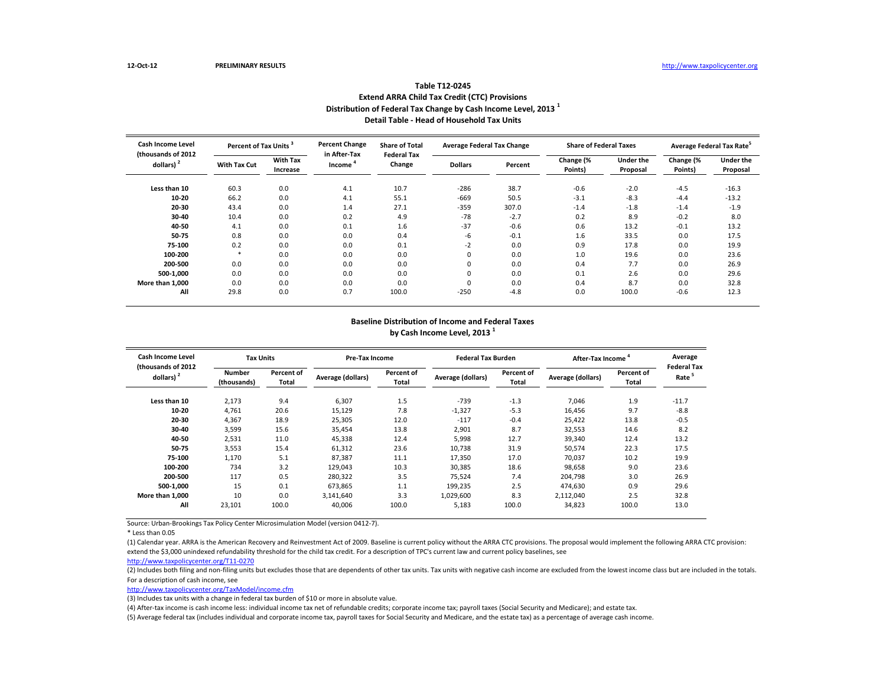12-Oct-12 **PRELIMINARY RESULTS** http://www.taxpolicycenter.org

### Table T12-0245
### Extend ARRA Child Tax Credit (CTC) Provisions
### Distribution of Federal Tax Change by Cash Income Level, 2013 [1]
### Detail Table - Head of Household Tax Units

| Cash Income Level (thousands of 2012 dollars) [2] | Percent of Tax Units [3] | | Percent Change in After-Tax Income [4] | Share of Total Federal Tax Change | Average Federal Tax Change | | Share of Federal Taxes | | Average Federal Tax Rate [5] | |
|---|---|---|---|---|---|---|---|---|---|---|
| | With Tax Cut | With Tax Increase | | | Dollars | Percent | Change (% Points) | Under the Proposal | Change (% Points) | Under the Proposal |
| Less than 10 | 60.3 | 0.0 | 4.1 | 10.7 | -286 | 38.7 | -0.6 | -2.0 | -4.5 | -16.3 |
| 10-20 | 66.2 | 0.0 | 4.1 | 55.1 | -669 | 50.5 | -3.1 | -8.3 | -4.4 | -13.2 |
| 20-30 | 43.4 | 0.0 | 1.4 | 27.1 | -359 | 307.0 | -1.4 | -1.8 | -1.4 | -1.9 |
| 30-40 | 10.4 | 0.0 | 0.2 | 4.9 | -78 | -2.7 | 0.2 | 8.9 | -0.2 | 8.0 |
| 40-50 | 4.1 | 0.0 | 0.1 | 1.6 | -37 | -0.6 | 0.6 | 13.2 | -0.1 | 13.2 |
| 50-75 | 0.8 | 0.0 | 0.0 | 0.4 | -6 | -0.1 | 1.6 | 33.5 | 0.0 | 17.5 |
| 75-100 | 0.2 | 0.0 | 0.0 | 0.1 | -2 | 0.0 | 0.9 | 17.8 | 0.0 | 19.9 |
| 100-200 | * | 0.0 | 0.0 | 0.0 | 0 | 0.0 | 1.0 | 19.6 | 0.0 | 23.6 |
| 200-500 | 0.0 | 0.0 | 0.0 | 0.0 | 0 | 0.0 | 0.4 | 7.7 | 0.0 | 26.9 |
| 500-1,000 | 0.0 | 0.0 | 0.0 | 0.0 | 0 | 0.0 | 0.1 | 2.6 | 0.0 | 29.6 |
| More than 1,000 | 0.0 | 0.0 | 0.0 | 0.0 | 0 | 0.0 | 0.4 | 8.7 | 0.0 | 32.8 |
| All | 29.8 | 0.0 | 0.7 | 100.0 | -250 | -4.8 | 0.0 | 100.0 | -0.6 | 12.3 |

### Baseline Distribution of Income and Federal Taxes by Cash Income Level, 2013 [1]

| Cash Income Level (thousands of 2012 dollars) [2] | Tax Units | | Pre-Tax Income | | Federal Tax Burden | | After-Tax Income [4] | | Average Federal Tax Rate [5] |
|---|---|---|---|---|---|---|---|---|---|
| | Number (thousands) | Percent of Total | Average (dollars) | Percent of Total | Average (dollars) | Percent of Total | Average (dollars) | Percent of Total | |
| Less than 10 | 2,173 | 9.4 | 6,307 | 1.5 | -739 | -1.3 | 7,046 | 1.9 | -11.7 |
| 10-20 | 4,761 | 20.6 | 15,129 | 7.8 | -1,327 | -5.3 | 16,456 | 9.7 | -8.8 |
| 20-30 | 4,367 | 18.9 | 25,305 | 12.0 | -117 | -0.4 | 25,422 | 13.8 | -0.5 |
| 30-40 | 3,599 | 15.6 | 35,454 | 13.8 | 2,901 | 8.7 | 32,553 | 14.6 | 8.2 |
| 40-50 | 2,531 | 11.0 | 45,338 | 12.4 | 5,998 | 12.7 | 39,340 | 12.4 | 13.2 |
| 50-75 | 3,553 | 15.4 | 61,312 | 23.6 | 10,738 | 31.9 | 50,574 | 22.3 | 17.5 |
| 75-100 | 1,170 | 5.1 | 87,387 | 11.1 | 17,350 | 17.0 | 70,037 | 10.2 | 19.9 |
| 100-200 | 734 | 3.2 | 129,043 | 10.3 | 30,385 | 18.6 | 98,658 | 9.0 | 23.6 |
| 200-500 | 117 | 0.5 | 280,322 | 3.5 | 75,524 | 7.4 | 204,798 | 3.0 | 26.9 |
| 500-1,000 | 15 | 0.1 | 673,865 | 1.1 | 199,235 | 2.5 | 474,630 | 0.9 | 29.6 |
| More than 1,000 | 10 | 0.0 | 3,141,640 | 3.3 | 1,029,600 | 8.3 | 2,112,040 | 2.5 | 32.8 |
| All | 23,101 | 100.0 | 40,006 | 100.0 | 5,183 | 100.0 | 34,823 | 100.0 | 13.0 |

Source: Urban-Brookings Tax Policy Center Microsimulation Model (version 0412-7).

* Less than 0.05

(1) Calendar year. ARRA is the American Recovery and Reinvestment Act of 2009. Baseline is current policy without the ARRA CTC provisions. The proposal would implement the following ARRA CTC provision: extend the $3,000 unindexed refundability threshold for the child tax credit. For a description of TPC's current law and current policy baselines, see
http://www.taxpolicycenter.org/T11-0270

(2) Includes both filing and non-filing units but excludes those that are dependents of other tax units. Tax units with negative cash income are excluded from the lowest income class but are included in the totals. For a description of cash income, see
http://www.taxpolicycenter.org/TaxModel/income.cfm

(3) Includes tax units with a change in federal tax burden of $10 or more in absolute value.

(4) After-tax income is cash income less: individual income tax net of refundable credits; corporate income tax; payroll taxes (Social Security and Medicare); and estate tax.

(5) Average federal tax (includes individual and corporate income tax, payroll taxes for Social Security and Medicare, and the estate tax) as a percentage of average cash income.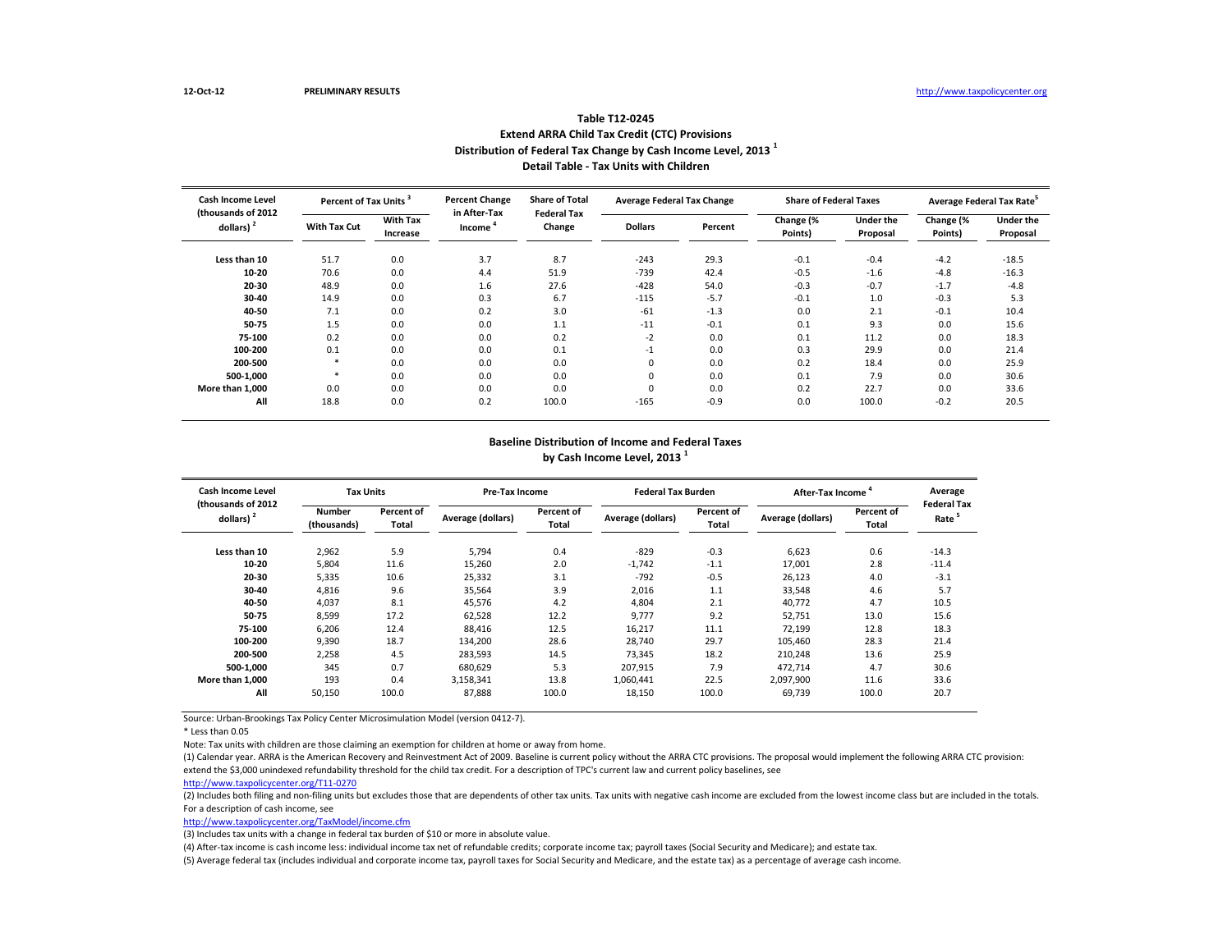12-Oct-12 **PRELIMINARY RESULTS** http://www.taxpolicycenter.org

## Table T12-0245
## Extend ARRA Child Tax Credit (CTC) Provisions
## Distribution of Federal Tax Change by Cash Income Level, 2013 [1]
## Detail Table - Tax Units with Children

| Cash Income Level (thousands of 2012 dollars) [2] | Percent of Tax Units [3] | | Percent Change in After-Tax Income [4] | Share of Total Federal Tax Change | Average Federal Tax Change | | Share of Federal Taxes | | Average Federal Tax Rate [5] | |
|---|---|---|---|---|---|---|---|---|---|---|
| | With Tax Cut | With Tax Increase | | | Dollars | Percent | Change (% Points) | Under the Proposal | Change (% Points) | Under the Proposal |
| Less than 10 | 51.7 | 0.0 | 3.7 | 8.7 | -243 | 29.3 | -0.1 | -0.4 | -4.2 | -18.5 |
| 10-20 | 70.6 | 0.0 | 4.4 | 51.9 | -739 | 42.4 | -0.5 | -1.6 | -4.8 | -16.3 |
| 20-30 | 48.9 | 0.0 | 1.6 | 27.6 | -428 | 54.0 | -0.3 | -0.7 | -1.7 | -4.8 |
| 30-40 | 14.9 | 0.0 | 0.3 | 6.7 | -115 | -5.7 | -0.1 | 1.0 | -0.3 | 5.3 |
| 40-50 | 7.1 | 0.0 | 0.2 | 3.0 | -61 | -1.3 | 0.0 | 2.1 | -0.1 | 10.4 |
| 50-75 | 1.5 | 0.0 | 0.0 | 1.1 | -11 | -0.1 | 0.1 | 9.3 | 0.0 | 15.6 |
| 75-100 | 0.2 | 0.0 | 0.0 | 0.2 | -2 | 0.0 | 0.1 | 11.2 | 0.0 | 18.3 |
| 100-200 | 0.1 | 0.0 | 0.0 | 0.1 | -1 | 0.0 | 0.3 | 29.9 | 0.0 | 21.4 |
| 200-500 | * | 0.0 | 0.0 | 0.0 | 0 | 0.0 | 0.2 | 18.4 | 0.0 | 25.9 |
| 500-1,000 | * | 0.0 | 0.0 | 0.0 | 0 | 0.0 | 0.1 | 7.9 | 0.0 | 30.6 |
| More than 1,000 | 0.0 | 0.0 | 0.0 | 0.0 | 0 | 0.0 | 0.2 | 22.7 | 0.0 | 33.6 |
| All | 18.8 | 0.0 | 0.2 | 100.0 | -165 | -0.9 | 0.0 | 100.0 | -0.2 | 20.5 |

## Baseline Distribution of Income and Federal Taxes by Cash Income Level, 2013 [1]

| Cash Income Level (thousands of 2012 dollars) [2] | Tax Units | | Pre-Tax Income | | Federal Tax Burden | | After-Tax Income [4] | | Average Federal Tax Rate [5] |
|---|---|---|---|---|---|---|---|---|---|
| | Number (thousands) | Percent of Total | Average (dollars) | Percent of Total | Average (dollars) | Percent of Total | Average (dollars) | Percent of Total | |
| Less than 10 | 2,962 | 5.9 | 5,794 | 0.4 | -829 | -0.3 | 6,623 | 0.6 | -14.3 |
| 10-20 | 5,804 | 11.6 | 15,260 | 2.0 | -1,742 | -1.1 | 17,001 | 2.8 | -11.4 |
| 20-30 | 5,335 | 10.6 | 25,332 | 3.1 | -792 | -0.5 | 26,123 | 4.0 | -3.1 |
| 30-40 | 4,816 | 9.6 | 35,564 | 3.9 | 2,016 | 1.1 | 33,548 | 4.6 | 5.7 |
| 40-50 | 4,037 | 8.1 | 45,576 | 4.2 | 4,804 | 2.1 | 40,772 | 4.7 | 10.5 |
| 50-75 | 8,599 | 17.2 | 62,528 | 12.2 | 9,777 | 9.2 | 52,751 | 13.0 | 15.6 |
| 75-100 | 6,206 | 12.4 | 88,416 | 12.5 | 16,217 | 11.1 | 72,199 | 12.8 | 18.3 |
| 100-200 | 9,390 | 18.7 | 134,200 | 28.6 | 28,740 | 29.7 | 105,460 | 28.3 | 21.4 |
| 200-500 | 2,258 | 4.5 | 283,593 | 14.5 | 73,345 | 18.2 | 210,248 | 13.6 | 25.9 |
| 500-1,000 | 345 | 0.7 | 680,629 | 5.3 | 207,915 | 7.9 | 472,714 | 4.7 | 30.6 |
| More than 1,000 | 193 | 0.4 | 3,158,341 | 13.8 | 1,060,441 | 22.5 | 2,097,900 | 11.6 | 33.6 |
| All | 50,150 | 100.0 | 87,888 | 100.0 | 18,150 | 100.0 | 69,739 | 100.0 | 20.7 |

Source: Urban-Brookings Tax Policy Center Microsimulation Model (version 0412-7).

* Less than 0.05

Note: Tax units with children are those claiming an exemption for children at home or away from home.

(1) Calendar year. ARRA is the American Recovery and Reinvestment Act of 2009. Baseline is current policy without the ARRA CTC provisions. The proposal would implement the following ARRA CTC provision: extend the $3,000 unindexed refundability threshold for the child tax credit. For a description of TPC's current law and current policy baselines, see http://www.taxpolicycenter.org/T11-0270

(2) Includes both filing and non-filing units but excludes those that are dependents of other tax units. Tax units with negative cash income are excluded from the lowest income class but are included in the totals. For a description of cash income, see http://www.taxpolicycenter.org/TaxModel/income.cfm

(3) Includes tax units with a change in federal tax burden of $10 or more in absolute value.

(4) After-tax income is cash income less: individual income tax net of refundable credits; corporate income tax; payroll taxes (Social Security and Medicare); and estate tax.

(5) Average federal tax (includes individual and corporate income tax, payroll taxes for Social Security and Medicare, and the estate tax) as a percentage of average cash income.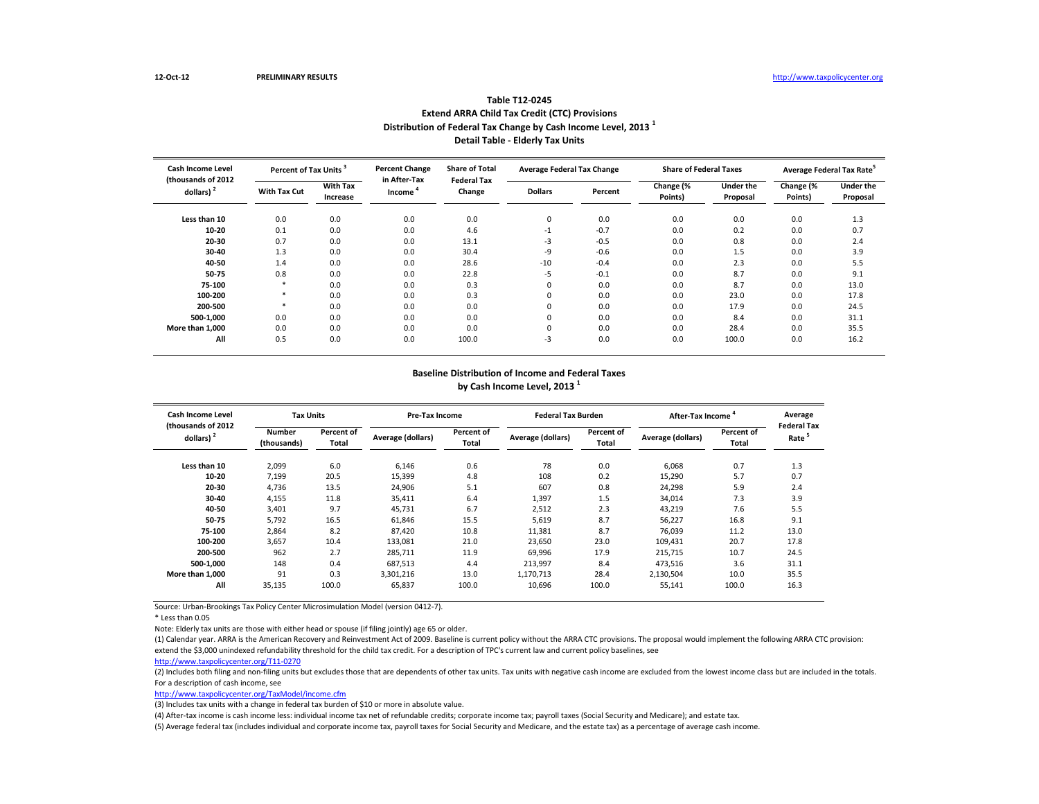12-Oct-12 PRELIMINARY RESULTS http://www.taxpolicycenter.org

### Table T12-0245
### Extend ARRA Child Tax Credit (CTC) Provisions
### Distribution of Federal Tax Change by Cash Income Level, 2013 [1]
### Detail Table - Elderly Tax Units

| Cash Income Level (thousands of 2012 dollars) [2] | Percent of Tax Units [3] | | Percent Change in After-Tax Income [4] | Share of Total Federal Tax Change | Average Federal Tax Change | | Share of Federal Taxes | | Average Federal Tax Rate [5] | |
|---|---|---|---|---|---|---|---|---|---|---|
| | With Tax Cut | With Tax Increase | | | Dollars | Percent | Change (% Points) | Under the Proposal | Change (% Points) | Under the Proposal |
| Less than 10 | 0.0 | 0.0 | 0.0 | 0.0 | 0 | 0.0 | 0.0 | 0.0 | 0.0 | 1.3 |
| 10-20 | 0.1 | 0.0 | 0.0 | 4.6 | -1 | -0.7 | 0.0 | 0.2 | 0.0 | 0.7 |
| 20-30 | 0.7 | 0.0 | 0.0 | 13.1 | -3 | -0.5 | 0.0 | 0.8 | 0.0 | 2.4 |
| 30-40 | 1.3 | 0.0 | 0.0 | 30.4 | -9 | -0.6 | 0.0 | 1.5 | 0.0 | 3.9 |
| 40-50 | 1.4 | 0.0 | 0.0 | 28.6 | -10 | -0.4 | 0.0 | 2.3 | 0.0 | 5.5 |
| 50-75 | 0.8 | 0.0 | 0.0 | 22.8 | -5 | -0.1 | 0.0 | 8.7 | 0.0 | 9.1 |
| 75-100 | * | 0.0 | 0.0 | 0.3 | 0 | 0.0 | 0.0 | 8.7 | 0.0 | 13.0 |
| 100-200 | * | 0.0 | 0.0 | 0.3 | 0 | 0.0 | 0.0 | 23.0 | 0.0 | 17.8 |
| 200-500 | * | 0.0 | 0.0 | 0.0 | 0 | 0.0 | 0.0 | 17.9 | 0.0 | 24.5 |
| 500-1,000 | 0.0 | 0.0 | 0.0 | 0.0 | 0 | 0.0 | 0.0 | 8.4 | 0.0 | 31.1 |
| More than 1,000 | 0.0 | 0.0 | 0.0 | 0.0 | 0 | 0.0 | 0.0 | 28.4 | 0.0 | 35.5 |
| All | 0.5 | 0.0 | 0.0 | 100.0 | -3 | 0.0 | 0.0 | 100.0 | 0.0 | 16.2 |

### Baseline Distribution of Income and Federal Taxes
### by Cash Income Level, 2013 [1]

| Cash Income Level (thousands of 2012 dollars) [2] | Tax Units | | Pre-Tax Income | | Federal Tax Burden | | After-Tax Income [4] | | Average Federal Tax Rate [5] |
|---|---|---|---|---|---|---|---|---|---|
| | Number (thousands) | Percent of Total | Average (dollars) | Percent of Total | Average (dollars) | Percent of Total | Average (dollars) | Percent of Total | |
| Less than 10 | 2,099 | 6.0 | 6,146 | 0.6 | 78 | 0.0 | 6,068 | 0.7 | 1.3 |
| 10-20 | 7,199 | 20.5 | 15,399 | 4.8 | 108 | 0.2 | 15,290 | 5.7 | 0.7 |
| 20-30 | 4,736 | 13.5 | 24,906 | 5.1 | 607 | 0.8 | 24,298 | 5.9 | 2.4 |
| 30-40 | 4,155 | 11.8 | 35,411 | 6.4 | 1,397 | 1.5 | 34,014 | 7.3 | 3.9 |
| 40-50 | 3,401 | 9.7 | 45,731 | 6.7 | 2,512 | 2.3 | 43,219 | 7.6 | 5.5 |
| 50-75 | 5,792 | 16.5 | 61,846 | 15.5 | 5,619 | 8.7 | 56,227 | 16.8 | 9.1 |
| 75-100 | 2,864 | 8.2 | 87,420 | 10.8 | 11,381 | 8.7 | 76,039 | 11.2 | 13.0 |
| 100-200 | 3,657 | 10.4 | 133,081 | 21.0 | 23,650 | 23.0 | 109,431 | 20.7 | 17.8 |
| 200-500 | 962 | 2.7 | 285,711 | 11.9 | 69,996 | 17.9 | 215,715 | 10.7 | 24.5 |
| 500-1,000 | 148 | 0.4 | 687,513 | 4.4 | 213,997 | 8.4 | 473,516 | 3.6 | 31.1 |
| More than 1,000 | 91 | 0.3 | 3,301,216 | 13.0 | 1,170,713 | 28.4 | 2,130,504 | 10.0 | 35.5 |
| All | 35,135 | 100.0 | 65,837 | 100.0 | 10,696 | 100.0 | 55,141 | 100.0 | 16.3 |

Source: Urban-Brookings Tax Policy Center Microsimulation Model (version 0412-7).

* Less than 0.05

Note: Elderly tax units are those with either head or spouse (if filing jointly) age 65 or older.

(1) Calendar year. ARRA is the American Recovery and Reinvestment Act of 2009. Baseline is current policy without the ARRA CTC provisions. The proposal would implement the following ARRA CTC provision: extend the $3,000 unindexed refundability threshold for the child tax credit. For a description of TPC's current law and current policy baselines, see http://www.taxpolicycenter.org/T11-0270

(2) Includes both filing and non-filing units but excludes those that are dependents of other tax units. Tax units with negative cash income are excluded from the lowest income class but are included in the totals. For a description of cash income, see http://www.taxpolicycenter.org/TaxModel/income.cfm

(3) Includes tax units with a change in federal tax burden of $10 or more in absolute value.

(4) After-tax income is cash income less: individual income tax net of refundable credits; corporate income tax; payroll taxes (Social Security and Medicare); and estate tax.

(5) Average federal tax (includes individual and corporate income tax, payroll taxes for Social Security and Medicare, and the estate tax) as a percentage of average cash income.